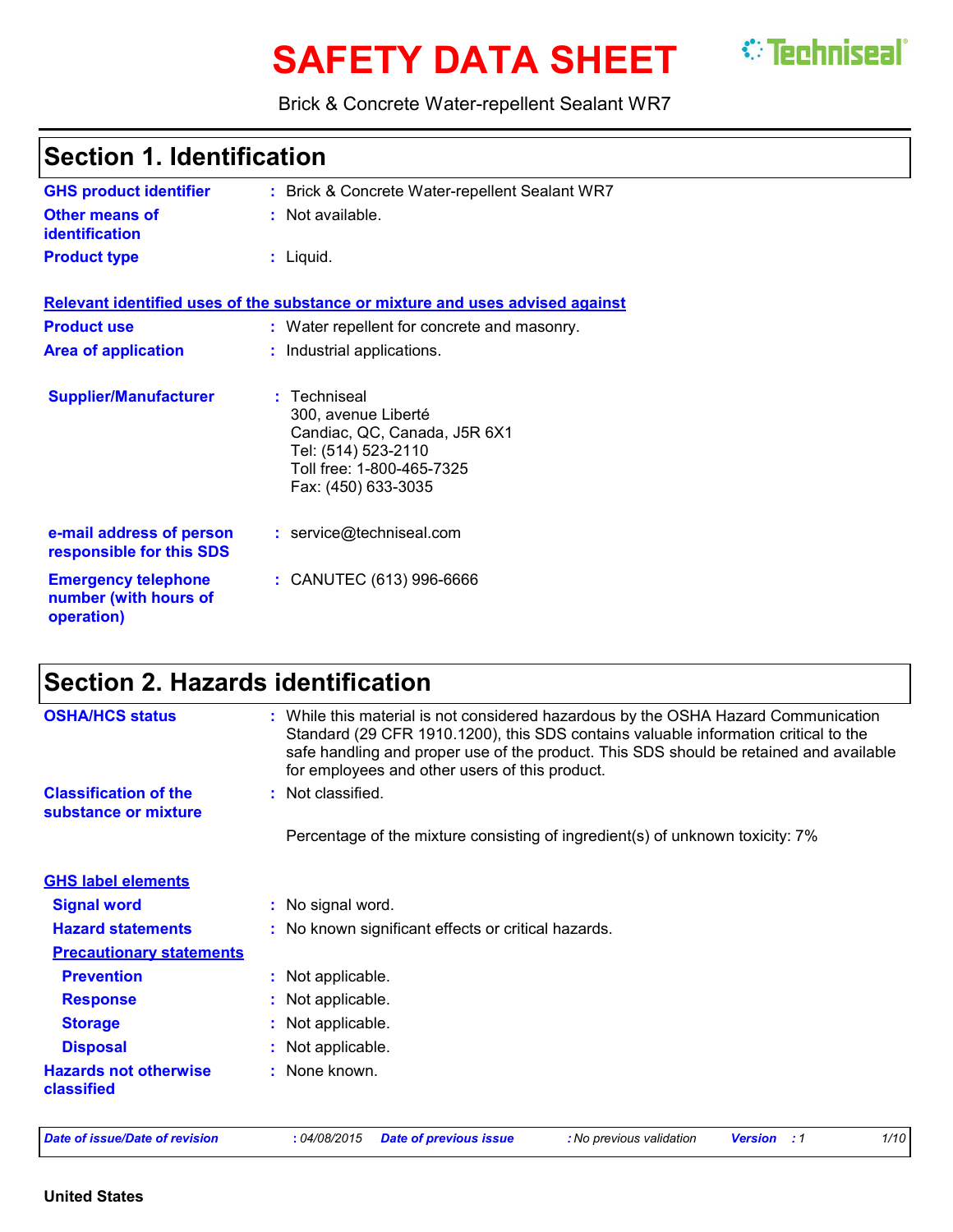# SAFETY DATA SHEET

Techniseal

Brick & Concrete Water-repellent Sealant WR7

## Section 1. Identification

**GHS product identifier** : Brick & Concrete Water-repellent Sealant WR7

**Other means of identification** : Not available.

**Product type** : Liquid.

**Relevant identified uses of the substance or mixture and uses advised against**

**Product use** : Water repellent for concrete and masonry.

**Area of application** : Industrial applications.

**Supplier/Manufacturer** : Techniseal
300, avenue Liberté
Candiac, QC, Canada, J5R 6X1
Tel: (514) 523-2110
Toll free: 1-800-465-7325
Fax: (450) 633-3035

**e-mail address of person responsible for this SDS** : service@techniseal.com

**Emergency telephone number (with hours of operation)** : CANUTEC (613) 996-6666

## Section 2. Hazards identification

**OSHA/HCS status** : While this material is not considered hazardous by the OSHA Hazard Communication Standard (29 CFR 1910.1200), this SDS contains valuable information critical to the safe handling and proper use of the product. This SDS should be retained and available for employees and other users of this product.

**Classification of the substance or mixture** : Not classified.

Percentage of the mixture consisting of ingredient(s) of unknown toxicity: 7%

**GHS label elements**

**Signal word** : No signal word.

**Hazard statements** : No known significant effects or critical hazards.

**Precautionary statements**

**Prevention** : Not applicable.

**Response** : Not applicable.

**Storage** : Not applicable.

**Disposal** : Not applicable.

**Hazards not otherwise classified** : None known.

*Date of issue/Date of revision* : 04/08/2015 *Date of previous issue* : No previous validation *Version* : 1

**United States**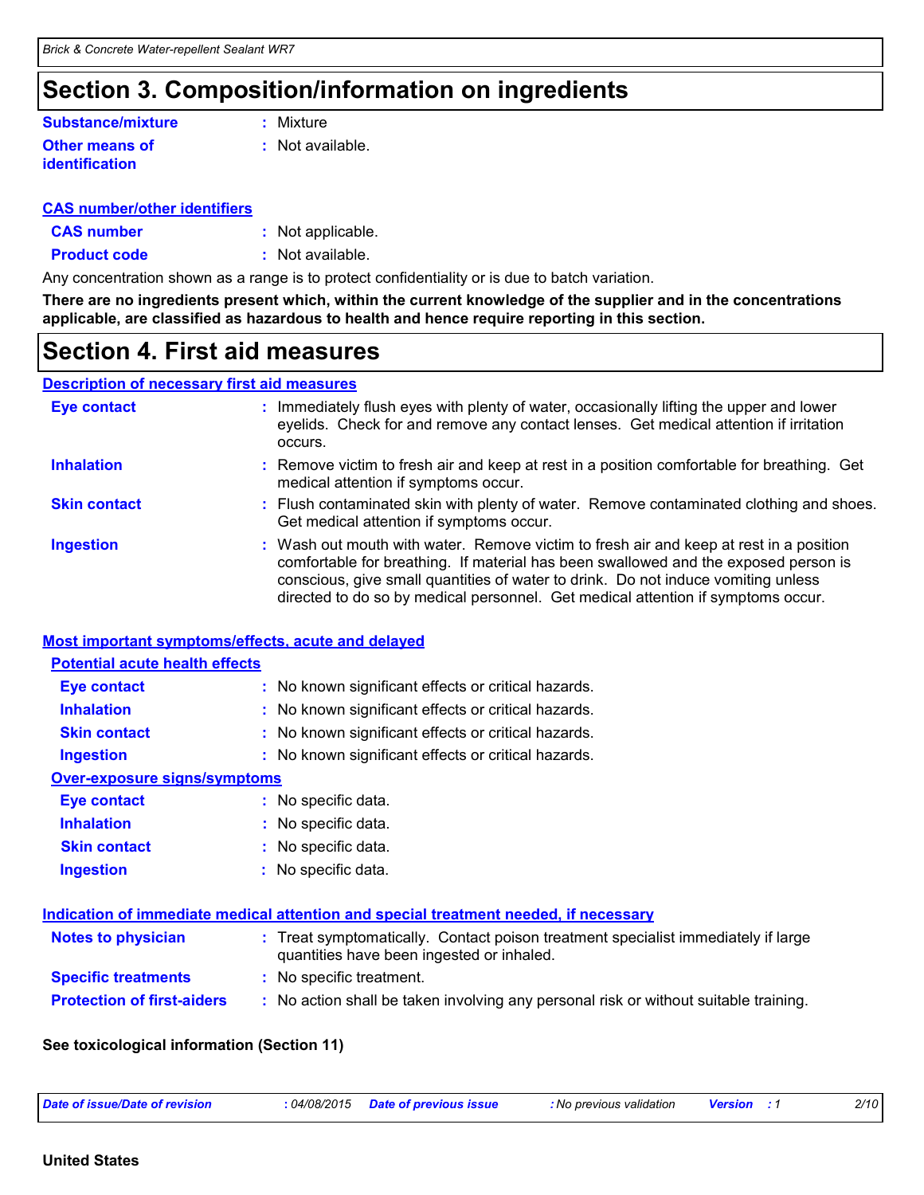# Section 3. Composition/information on ingredients

**Substance/mixture** : Mixture

**Other means of identification** : Not available.

**CAS number/other identifiers**

**CAS number** : Not applicable.

**Product code** : Not available.

Any concentration shown as a range is to protect confidentiality or is due to batch variation.

**There are no ingredients present which, within the current knowledge of the supplier and in the concentrations applicable, are classified as hazardous to health and hence require reporting in this section.**

# Section 4. First aid measures

**Description of necessary first aid measures**

**Eye contact** : Immediately flush eyes with plenty of water, occasionally lifting the upper and lower eyelids. Check for and remove any contact lenses. Get medical attention if irritation occurs.

**Inhalation** : Remove victim to fresh air and keep at rest in a position comfortable for breathing. Get medical attention if symptoms occur.

**Skin contact** : Flush contaminated skin with plenty of water. Remove contaminated clothing and shoes. Get medical attention if symptoms occur.

**Ingestion** : Wash out mouth with water. Remove victim to fresh air and keep at rest in a position comfortable for breathing. If material has been swallowed and the exposed person is conscious, give small quantities of water to drink. Do not induce vomiting unless directed to do so by medical personnel. Get medical attention if symptoms occur.

**Most important symptoms/effects, acute and delayed**

**Potential acute health effects**

**Eye contact** : No known significant effects or critical hazards.

**Inhalation** : No known significant effects or critical hazards.

**Skin contact** : No known significant effects or critical hazards.

**Ingestion** : No known significant effects or critical hazards.

**Over-exposure signs/symptoms**

**Eye contact** : No specific data.

**Inhalation** : No specific data.

**Skin contact** : No specific data.

**Ingestion** : No specific data.

**Indication of immediate medical attention and special treatment needed, if necessary**

**Notes to physician** : Treat symptomatically. Contact poison treatment specialist immediately if large quantities have been ingested or inhaled.

**Specific treatments** : No specific treatment.

**Protection of first-aiders** : No action shall be taken involving any personal risk or without suitable training.

**See toxicological information (Section 11)**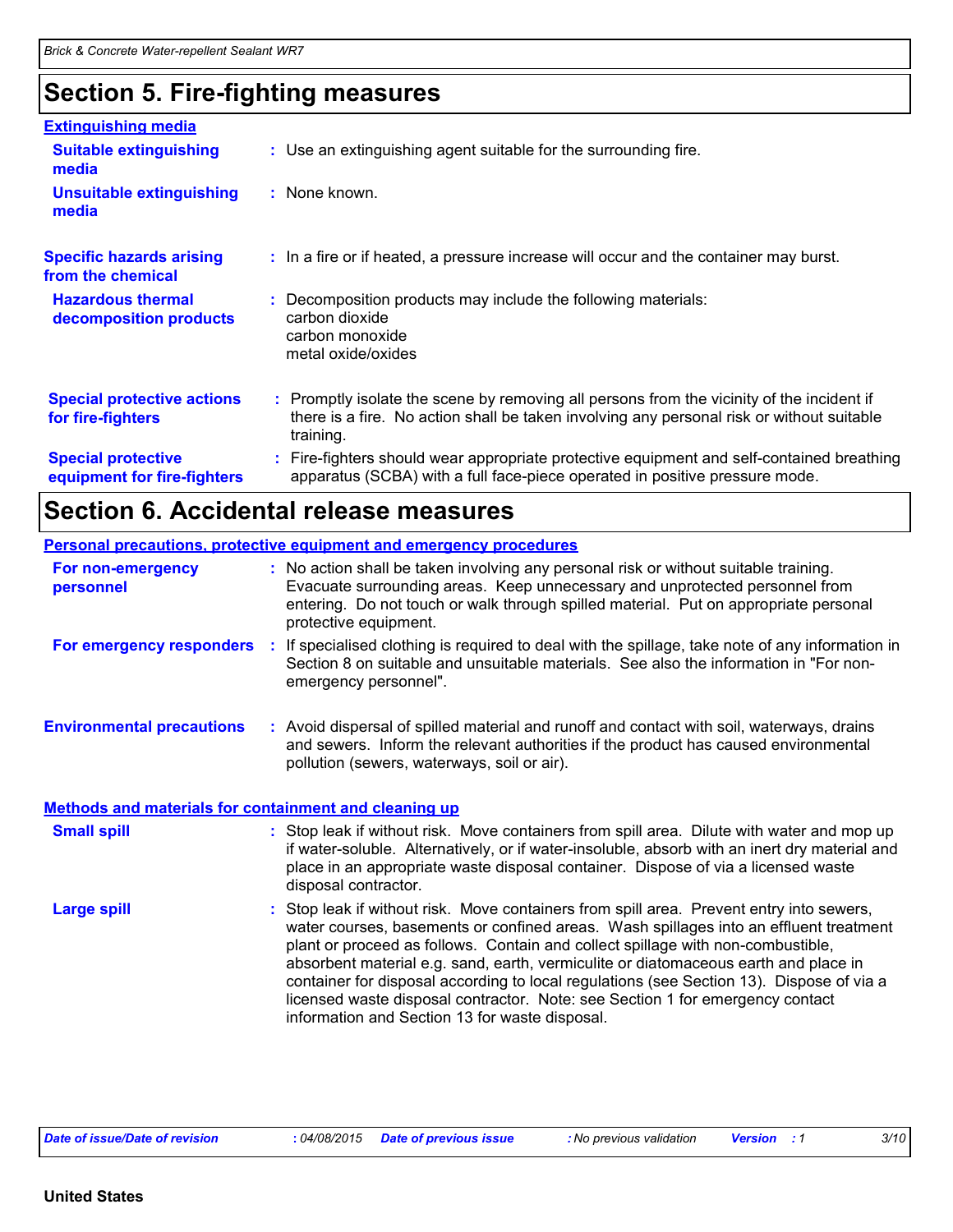## Section 5. Fire-fighting measures

### Extinguishing media

**Suitable extinguishing media** : Use an extinguishing agent suitable for the surrounding fire.

**Unsuitable extinguishing media** : None known.

**Specific hazards arising from the chemical** : In a fire or if heated, a pressure increase will occur and the container may burst.

**Hazardous thermal decomposition products** : Decomposition products may include the following materials:
carbon dioxide
carbon monoxide
metal oxide/oxides

**Special protective actions for fire-fighters** : Promptly isolate the scene by removing all persons from the vicinity of the incident if there is a fire. No action shall be taken involving any personal risk or without suitable training.

**Special protective equipment for fire-fighters** : Fire-fighters should wear appropriate protective equipment and self-contained breathing apparatus (SCBA) with a full face-piece operated in positive pressure mode.

## Section 6. Accidental release measures

### Personal precautions, protective equipment and emergency procedures

**For non-emergency personnel** : No action shall be taken involving any personal risk or without suitable training. Evacuate surrounding areas. Keep unnecessary and unprotected personnel from entering. Do not touch or walk through spilled material. Put on appropriate personal protective equipment.

**For emergency responders** : If specialised clothing is required to deal with the spillage, take note of any information in Section 8 on suitable and unsuitable materials. See also the information in "For non-emergency personnel".

**Environmental precautions** : Avoid dispersal of spilled material and runoff and contact with soil, waterways, drains and sewers. Inform the relevant authorities if the product has caused environmental pollution (sewers, waterways, soil or air).

### Methods and materials for containment and cleaning up

**Small spill** : Stop leak if without risk. Move containers from spill area. Dilute with water and mop up if water-soluble. Alternatively, or if water-insoluble, absorb with an inert dry material and place in an appropriate waste disposal container. Dispose of via a licensed waste disposal contractor.

**Large spill** : Stop leak if without risk. Move containers from spill area. Prevent entry into sewers, water courses, basements or confined areas. Wash spillages into an effluent treatment plant or proceed as follows. Contain and collect spillage with non-combustible, absorbent material e.g. sand, earth, vermiculite or diatomaceous earth and place in container for disposal according to local regulations (see Section 13). Dispose of via a licensed waste disposal contractor. Note: see Section 1 for emergency contact information and Section 13 for waste disposal.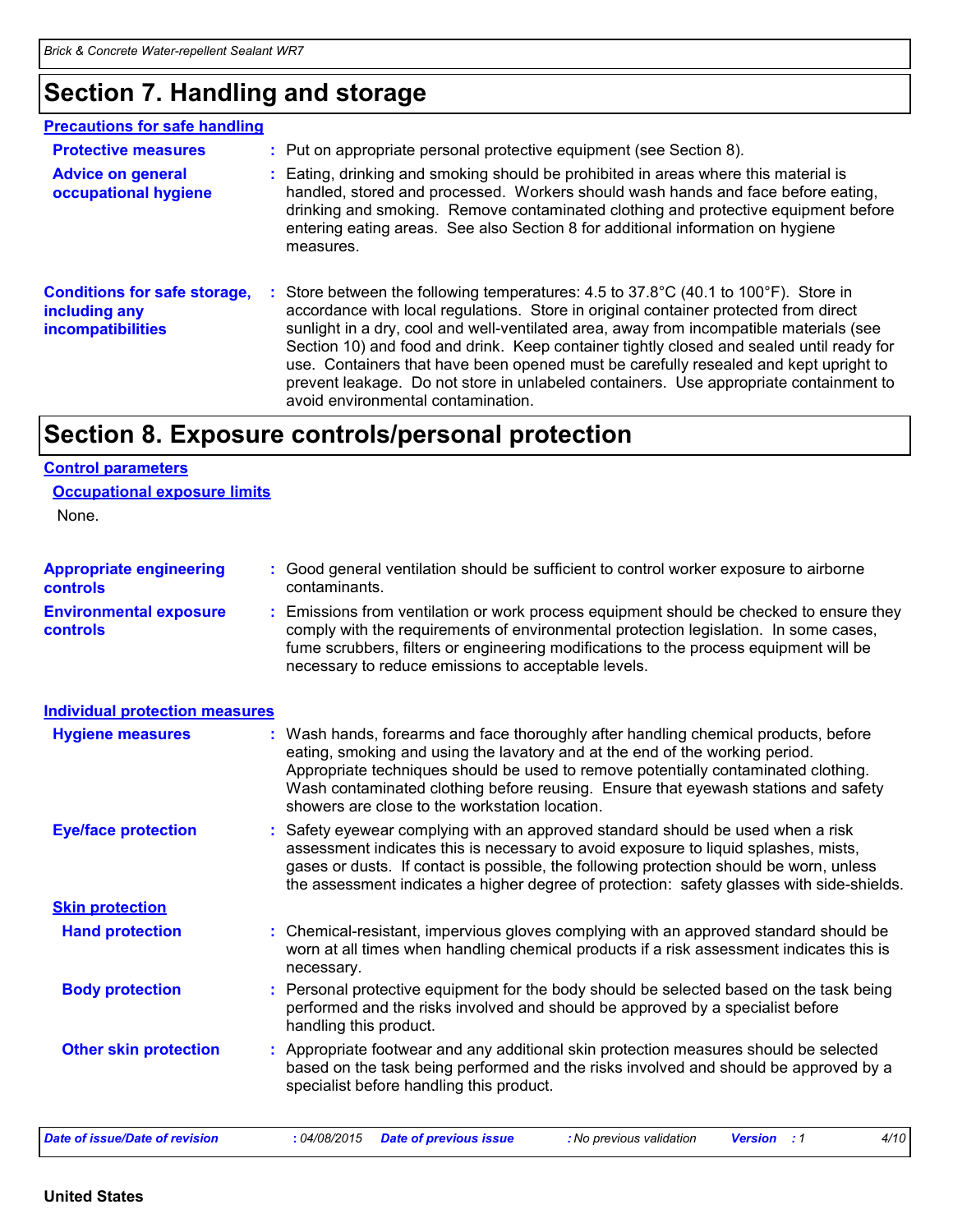# Section 7. Handling and storage

**Precautions for safe handling**

**Protective measures** : Put on appropriate personal protective equipment (see Section 8).

**Advice on general occupational hygiene** : Eating, drinking and smoking should be prohibited in areas where this material is handled, stored and processed. Workers should wash hands and face before eating, drinking and smoking. Remove contaminated clothing and protective equipment before entering eating areas. See also Section 8 for additional information on hygiene measures.

**Conditions for safe storage, including any incompatibilities** : Store between the following temperatures: 4.5 to 37.8°C (40.1 to 100°F). Store in accordance with local regulations. Store in original container protected from direct sunlight in a dry, cool and well-ventilated area, away from incompatible materials (see Section 10) and food and drink. Keep container tightly closed and sealed until ready for use. Containers that have been opened must be carefully resealed and kept upright to prevent leakage. Do not store in unlabeled containers. Use appropriate containment to avoid environmental contamination.

# Section 8. Exposure controls/personal protection

**Control parameters**

**Occupational exposure limits**

None.

**Appropriate engineering controls** : Good general ventilation should be sufficient to control worker exposure to airborne contaminants.

**Environmental exposure controls** : Emissions from ventilation or work process equipment should be checked to ensure they comply with the requirements of environmental protection legislation. In some cases, fume scrubbers, filters or engineering modifications to the process equipment will be necessary to reduce emissions to acceptable levels.

**Individual protection measures**

**Hygiene measures** : Wash hands, forearms and face thoroughly after handling chemical products, before eating, smoking and using the lavatory and at the end of the working period. Appropriate techniques should be used to remove potentially contaminated clothing. Wash contaminated clothing before reusing. Ensure that eyewash stations and safety showers are close to the workstation location.

**Eye/face protection** : Safety eyewear complying with an approved standard should be used when a risk assessment indicates this is necessary to avoid exposure to liquid splashes, mists, gases or dusts. If contact is possible, the following protection should be worn, unless the assessment indicates a higher degree of protection: safety glasses with side-shields.

**Skin protection**

**Hand protection** : Chemical-resistant, impervious gloves complying with an approved standard should be worn at all times when handling chemical products if a risk assessment indicates this is necessary.

**Body protection** : Personal protective equipment for the body should be selected based on the task being performed and the risks involved and should be approved by a specialist before handling this product.

**Other skin protection** : Appropriate footwear and any additional skin protection measures should be selected based on the task being performed and the risks involved and should be approved by a specialist before handling this product.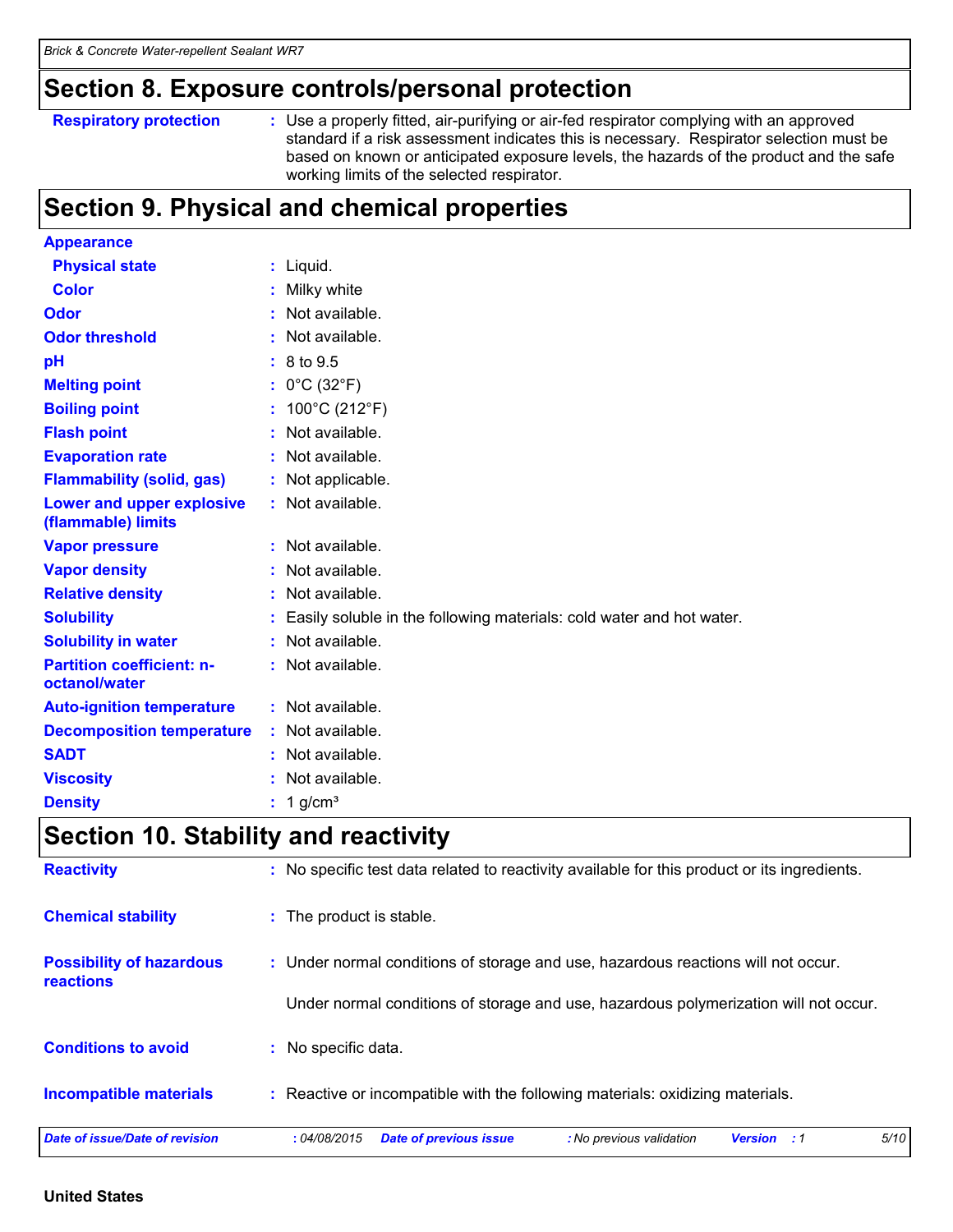## Section 8. Exposure controls/personal protection

| | |
|---|---|
| **Respiratory protection** | Use a properly fitted, air-purifying or air-fed respirator complying with an approved standard if a risk assessment indicates this is necessary. Respirator selection must be based on known or anticipated exposure levels, the hazards of the product and the safe working limits of the selected respirator. |

## Section 9. Physical and chemical properties

| | |
|---|---|
| **Appearance** | |
| **Physical state** | Liquid. |
| **Color** | Milky white |
| **Odor** | Not available. |
| **Odor threshold** | Not available. |
| **pH** | 8 to 9.5 |
| **Melting point** | 0°C (32°F) |
| **Boiling point** | 100°C (212°F) |
| **Flash point** | Not available. |
| **Evaporation rate** | Not available. |
| **Flammability (solid, gas)** | Not applicable. |
| **Lower and upper explosive (flammable) limits** | Not available. |
| **Vapor pressure** | Not available. |
| **Vapor density** | Not available. |
| **Relative density** | Not available. |
| **Solubility** | Easily soluble in the following materials: cold water and hot water. |
| **Solubility in water** | Not available. |
| **Partition coefficient: n-octanol/water** | Not available. |
| **Auto-ignition temperature** | Not available. |
| **Decomposition temperature** | Not available. |
| **SADT** | Not available. |
| **Viscosity** | Not available. |
| **Density** | 1 g/cm³ |

## Section 10. Stability and reactivity

| | |
|---|---|
| **Reactivity** | No specific test data related to reactivity available for this product or its ingredients. |
| **Chemical stability** | The product is stable. |
| **Possibility of hazardous reactions** | Under normal conditions of storage and use, hazardous reactions will not occur.<br><br>Under normal conditions of storage and use, hazardous polymerization will not occur. |
| **Conditions to avoid** | No specific data. |
| **Incompatible materials** | Reactive or incompatible with the following materials: oxidizing materials. |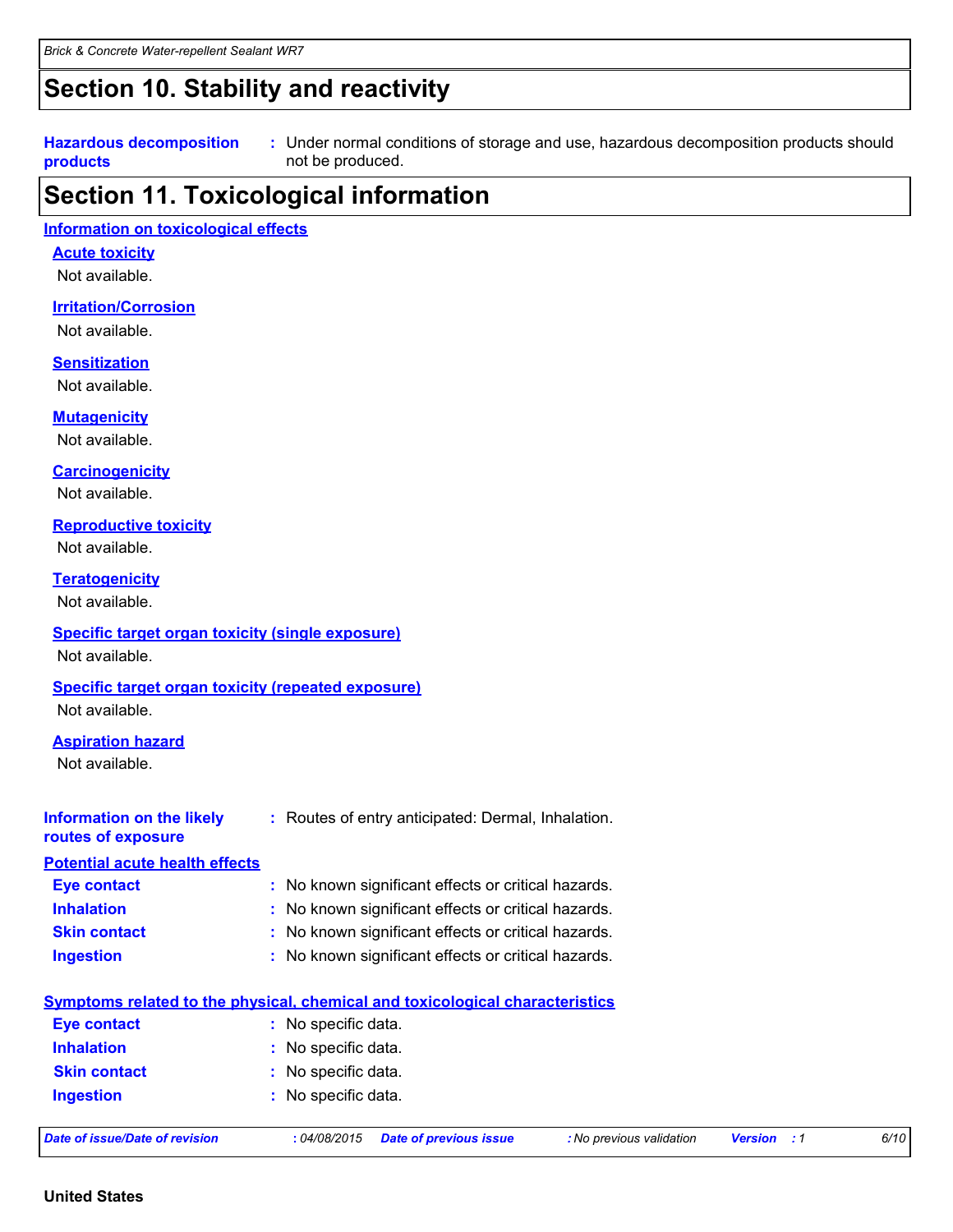# Section 10. Stability and reactivity

**Hazardous decomposition products** : Under normal conditions of storage and use, hazardous decomposition products should not be produced.

# Section 11. Toxicological information

## Information on toxicological effects

### Acute toxicity

Not available.

### Irritation/Corrosion

Not available.

### Sensitization

Not available.

### Mutagenicity

Not available.

### Carcinogenicity

Not available.

### Reproductive toxicity

Not available.

### Teratogenicity

Not available.

### Specific target organ toxicity (single exposure)

Not available.

### Specific target organ toxicity (repeated exposure)

Not available.

### Aspiration hazard

Not available.

**Information on the likely routes of exposure** : Routes of entry anticipated: Dermal, Inhalation.

## Potential acute health effects

**Eye contact** : No known significant effects or critical hazards.

**Inhalation** : No known significant effects or critical hazards.

**Skin contact** : No known significant effects or critical hazards.

**Ingestion** : No known significant effects or critical hazards.

## Symptoms related to the physical, chemical and toxicological characteristics

**Eye contact** : No specific data.

**Inhalation** : No specific data.

**Skin contact** : No specific data.

**Ingestion** : No specific data.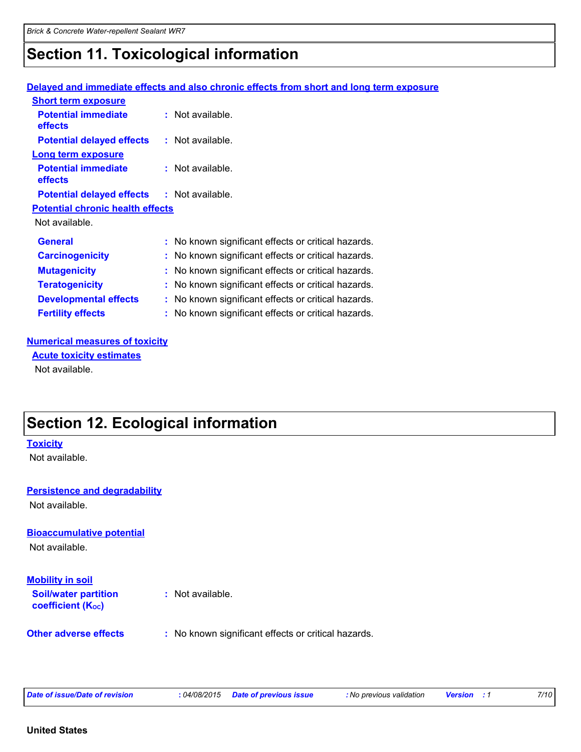## Section 11. Toxicological information

**Delayed and immediate effects and also chronic effects from short and long term exposure**

**Short term exposure**

**Potential immediate effects** : Not available.

**Potential delayed effects** : Not available.

**Long term exposure**

**Potential immediate effects** : Not available.

**Potential delayed effects** : Not available.

**Potential chronic health effects**

Not available.

**General** : No known significant effects or critical hazards.

**Carcinogenicity** : No known significant effects or critical hazards.

**Mutagenicity** : No known significant effects or critical hazards.

**Teratogenicity** : No known significant effects or critical hazards.

**Developmental effects** : No known significant effects or critical hazards.

**Fertility effects** : No known significant effects or critical hazards.

**Numerical measures of toxicity**

**Acute toxicity estimates**

Not available.

## Section 12. Ecological information

**Toxicity**

Not available.

**Persistence and degradability**

Not available.

**Bioaccumulative potential**

Not available.

**Mobility in soil**

**Soil/water partition coefficient ($K_{OC}$)** : Not available.

**Other adverse effects** : No known significant effects or critical hazards.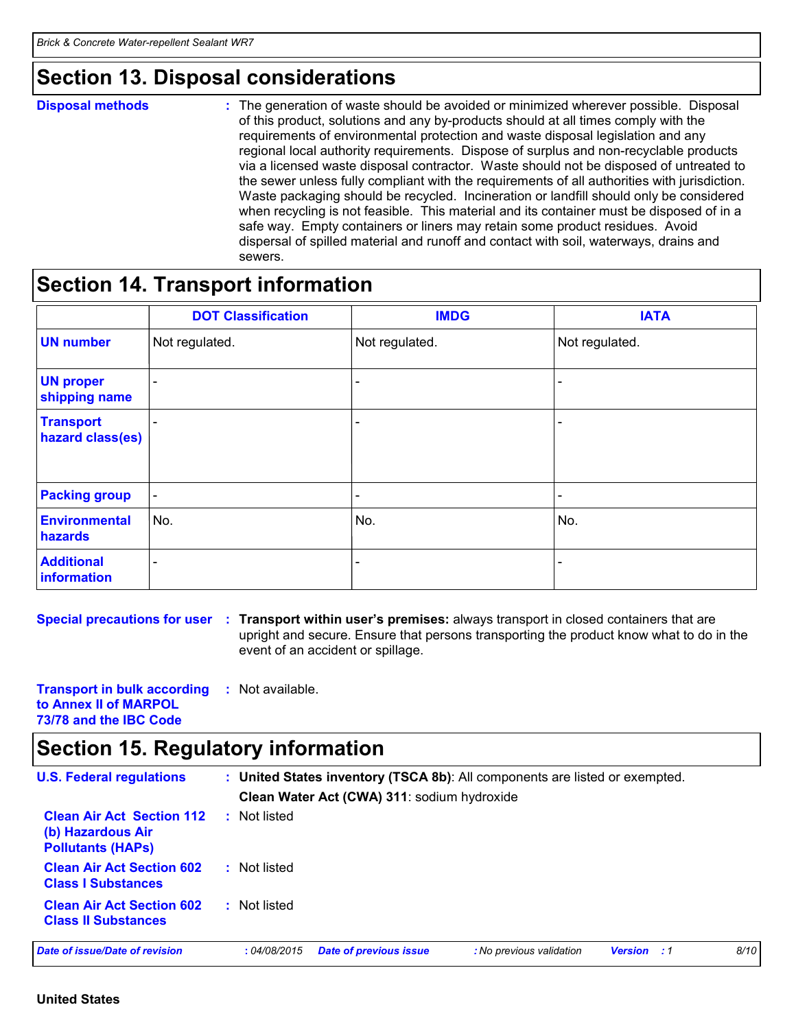## Section 13. Disposal considerations

**Disposal methods** : The generation of waste should be avoided or minimized wherever possible. Disposal of this product, solutions and any by-products should at all times comply with the requirements of environmental protection and waste disposal legislation and any regional local authority requirements. Dispose of surplus and non-recyclable products via a licensed waste disposal contractor. Waste should not be disposed of untreated to the sewer unless fully compliant with the requirements of all authorities with jurisdiction. Waste packaging should be recycled. Incineration or landfill should only be considered when recycling is not feasible. This material and its container must be disposed of in a safe way. Empty containers or liners may retain some product residues. Avoid dispersal of spilled material and runoff and contact with soil, waterways, drains and sewers.

## Section 14. Transport information

| | DOT Classification | IMDG | IATA |
|---|---|---|---|
| **UN number** | Not regulated. | Not regulated. | Not regulated. |
| **UN proper shipping name** | - | - | - |
| **Transport hazard class(es)** | - | - | - |
| **Packing group** | - | - | - |
| **Environmental hazards** | No. | No. | No. |
| **Additional information** | - | - | - |

**Special precautions for user** : **Transport within user's premises:** always transport in closed containers that are upright and secure. Ensure that persons transporting the product know what to do in the event of an accident or spillage.

**Transport in bulk according to Annex II of MARPOL 73/78 and the IBC Code** : Not available.

## Section 15. Regulatory information

**U.S. Federal regulations** : **United States inventory (TSCA 8b)**: All components are listed or exempted.

**Clean Water Act (CWA) 311**: sodium hydroxide

**Clean Air Act Section 112 (b) Hazardous Air Pollutants (HAPs)** : Not listed

**Clean Air Act Section 602 Class I Substances** : Not listed

**Clean Air Act Section 602 Class II Substances** : Not listed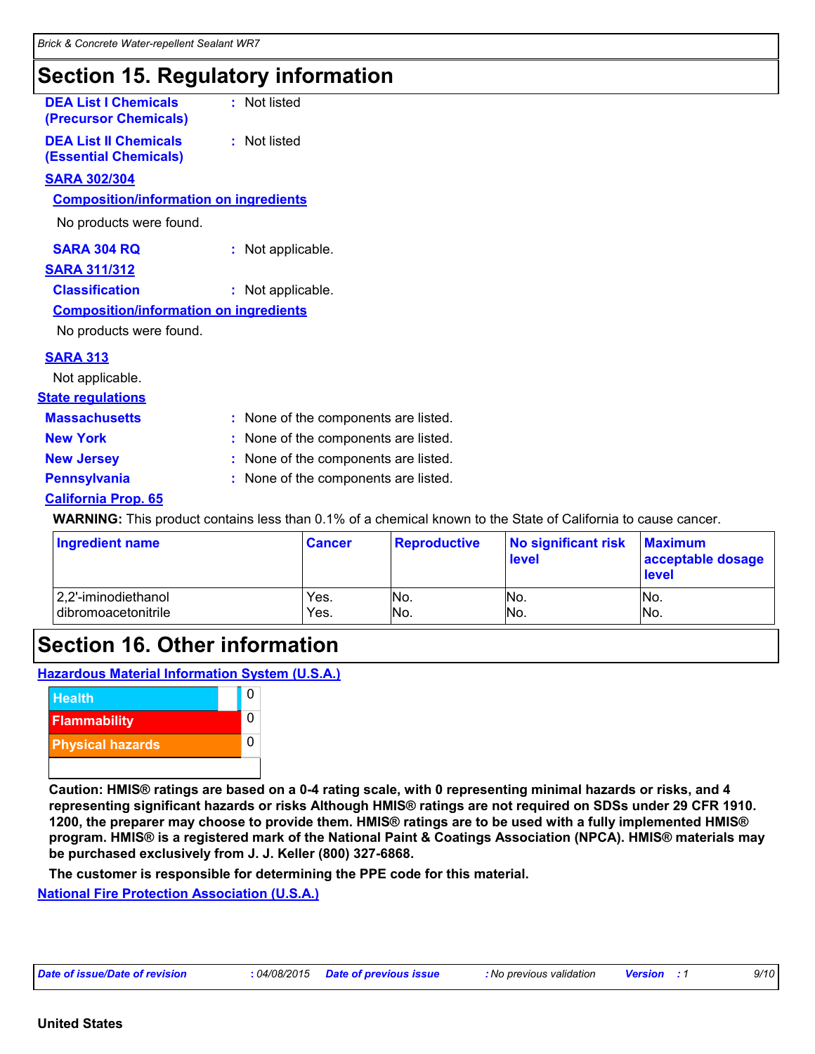# Section 15. Regulatory information

**DEA List I Chemicals (Precursor Chemicals)** : Not listed

**DEA List II Chemicals (Essential Chemicals)** : Not listed

**SARA 302/304**

**Composition/information on ingredients**

No products were found.

**SARA 304 RQ** : Not applicable.

**SARA 311/312**

**Classification** : Not applicable.

**Composition/information on ingredients**

No products were found.

**SARA 313**

Not applicable.

**State regulations**

**Massachusetts** : None of the components are listed.

**New York** : None of the components are listed.

**New Jersey** : None of the components are listed.

**Pennsylvania** : None of the components are listed.

**California Prop. 65**

**WARNING:** This product contains less than 0.1% of a chemical known to the State of California to cause cancer.

| Ingredient name | Cancer | Reproductive | No significant risk level | Maximum acceptable dosage level |
|---|---|---|---|---|
| 2,2'-iminodiethanol | Yes. | No. | No. | No. |
| dibromoacetonitrile | Yes. | No. | No. | No. |

# Section 16. Other information

**Hazardous Material Information System (U.S.A.)**

| | |
|---|---|
| Health | 0 |
| Flammability | 0 |
| Physical hazards | 0 |

**Caution: HMIS® ratings are based on a 0-4 rating scale, with 0 representing minimal hazards or risks, and 4 representing significant hazards or risks Although HMIS® ratings are not required on SDSs under 29 CFR 1910. 1200, the preparer may choose to provide them. HMIS® ratings are to be used with a fully implemented HMIS® program. HMIS® is a registered mark of the National Paint & Coatings Association (NPCA). HMIS® materials may be purchased exclusively from J. J. Keller (800) 327-6868.**

**The customer is responsible for determining the PPE code for this material.**

**National Fire Protection Association (U.S.A.)**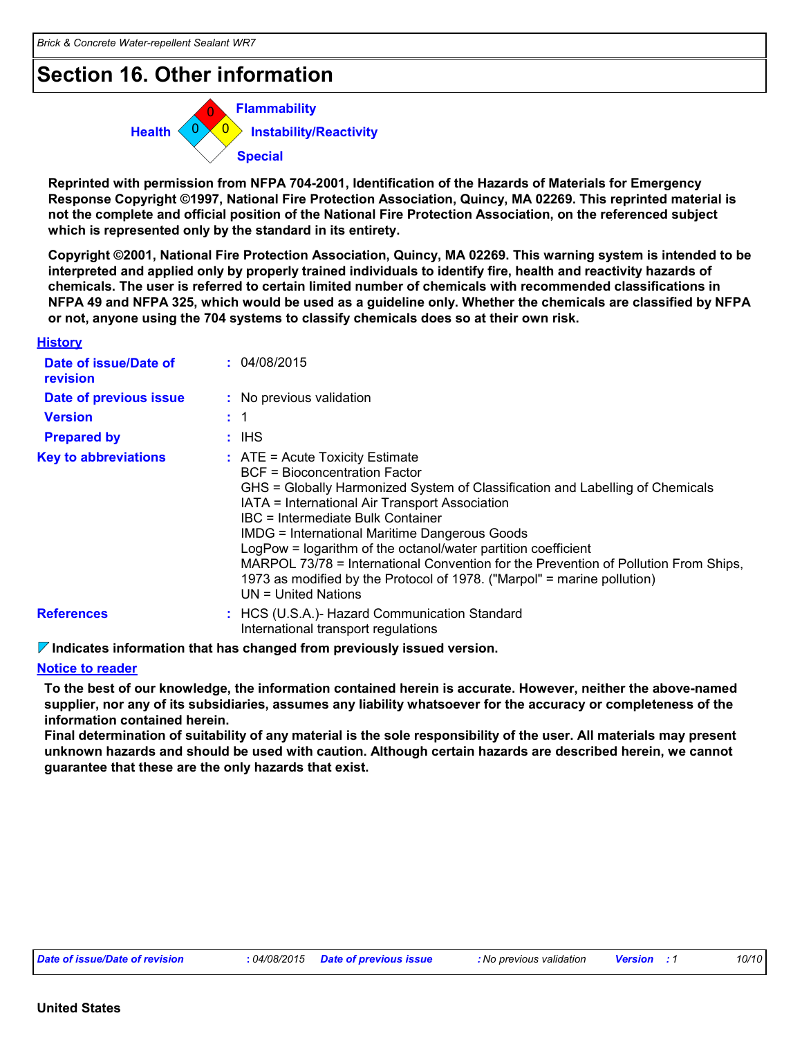# Section 16. Other information

Flammability 0
Health 0
Instability/Reactivity 0
Special

**Reprinted with permission from NFPA 704-2001, Identification of the Hazards of Materials for Emergency Response Copyright ©1997, National Fire Protection Association, Quincy, MA 02269. This reprinted material is not the complete and official position of the National Fire Protection Association, on the referenced subject which is represented only by the standard in its entirety.**

**Copyright ©2001, National Fire Protection Association, Quincy, MA 02269. This warning system is intended to be interpreted and applied only by properly trained individuals to identify fire, health and reactivity hazards of chemicals. The user is referred to certain limited number of chemicals with recommended classifications in NFPA 49 and NFPA 325, which would be used as a guideline only. Whether the chemicals are classified by NFPA or not, anyone using the 704 systems to classify chemicals does so at their own risk.**

## History

**Date of issue/Date of revision** : 04/08/2015

**Date of previous issue** : No previous validation

**Version** : 1

**Prepared by** : IHS

**Key to abbreviations** : ATE = Acute Toxicity Estimate
BCF = Bioconcentration Factor
GHS = Globally Harmonized System of Classification and Labelling of Chemicals
IATA = International Air Transport Association
IBC = Intermediate Bulk Container
IMDG = International Maritime Dangerous Goods
LogPow = logarithm of the octanol/water partition coefficient
MARPOL 73/78 = International Convention for the Prevention of Pollution From Ships, 1973 as modified by the Protocol of 1978. ("Marpol" = marine pollution)
UN = United Nations

**References** : HCS (U.S.A.)- Hazard Communication Standard
International transport regulations

**Indicates information that has changed from previously issued version.**

## Notice to reader

**To the best of our knowledge, the information contained herein is accurate. However, neither the above-named supplier, nor any of its subsidiaries, assumes any liability whatsoever for the accuracy or completeness of the information contained herein.**
**Final determination of suitability of any material is the sole responsibility of the user. All materials may present unknown hazards and should be used with caution. Although certain hazards are described herein, we cannot guarantee that these are the only hazards that exist.**